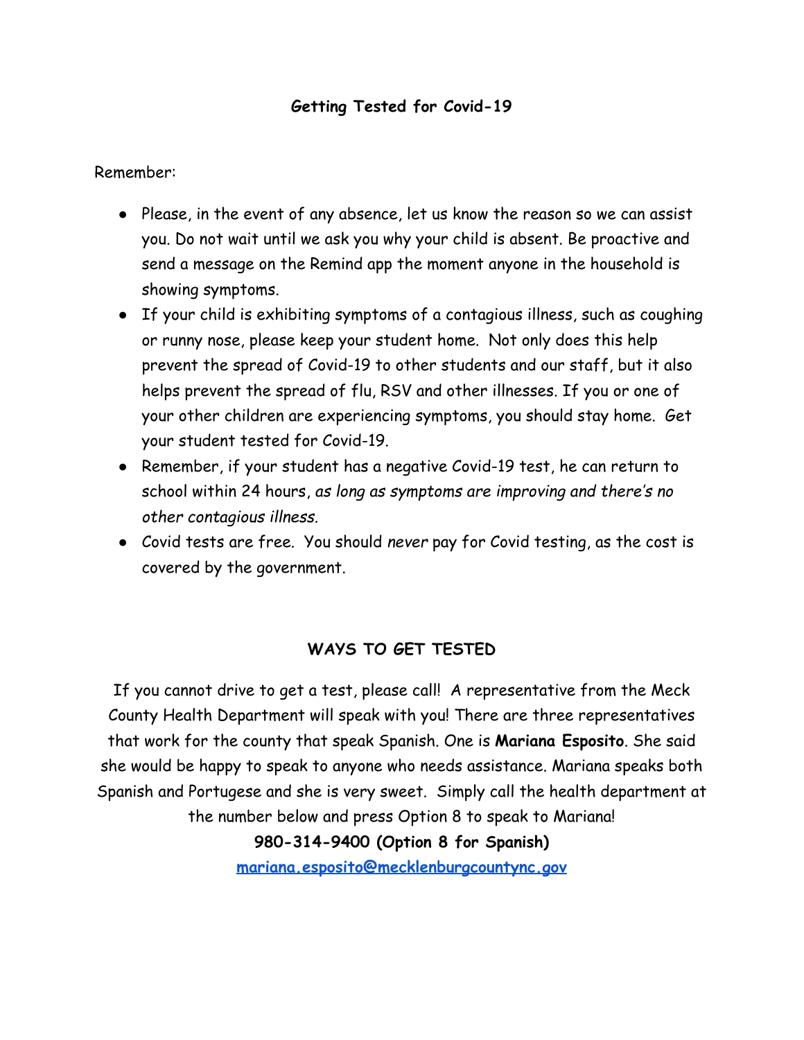## Getting Tested for Covid-19

Remember:

- Please, in the event of any absence, let us know the reason so we can assist you. Do not wait until we ask you why your child is absent. Be proactive and send a message on the Remind app the moment anyone in the household is showing symptoms.
- If your child is exhibiting symptoms of a contagious illness, such as coughing or runny nose, please keep your student home. Not only does this help prevent the spread of Covid-19 to other students and our staff, but it also helps prevent the spread of flu, RSV and other illnesses. If you or one of your other children are experiencing symptoms, you should stay home. Get your student tested for Covid-19.
- Remember, if your student has a negative Covid-19 test, he can return to school within 24 hours, *as long as symptoms are improving and there's no other contagious illness.*
- Covid tests are free. You should *never* pay for Covid testing, as the cost is covered by the government.

## WAYS TO GET TESTED

If you cannot drive to get a test, please call! A representative from the Meck County Health Department will speak with you! There are three representatives that work for the county that speak Spanish. One is **Mariana Esposito**. She said she would be happy to speak to anyone who needs assistance. Mariana speaks both Spanish and Portugese and she is very sweet. Simply call the health department at the number below and press Option 8 to speak to Mariana!

**980-314-9400 (Option 8 for Spanish)**

[mariana.esposito@mecklenburgcountync.gov](mailto:mariana.esposito@mecklenburgcountync.gov)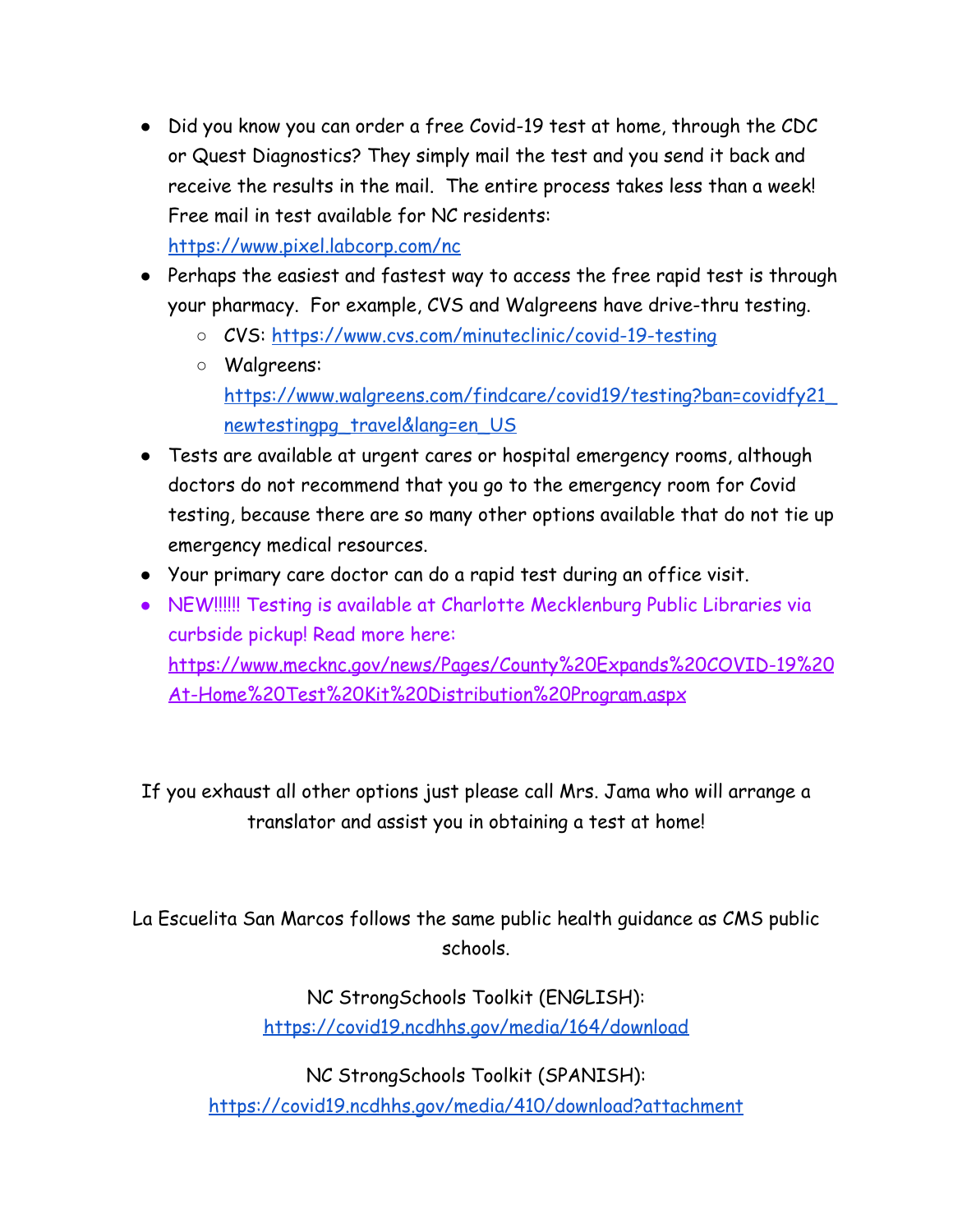- Did you know you can order a free Covid-19 test at home, through the CDC or Quest Diagnostics? They simply mail the test and you send it back and receive the results in the mail. The entire process takes less than a week! Free mail in test available for NC residents: https://www.pixel.labcorp.com/nc
- Perhaps the easiest and fastest way to access the free rapid test is through your pharmacy. For example, CVS and Walgreens have drive-thru testing.
  - CVS: https://www.cvs.com/minuteclinic/covid-19-testing
  - Walgreens: https://www.walgreens.com/findcare/covid19/testing?ban=covidfy21_newtestingpg_travel&lang=en_US
- Tests are available at urgent cares or hospital emergency rooms, although doctors do not recommend that you go to the emergency room for Covid testing, because there are so many other options available that do not tie up emergency medical resources.
- Your primary care doctor can do a rapid test during an office visit.
- NEW!!!!!! Testing is available at Charlotte Mecklenburg Public Libraries via curbside pickup! Read more here: https://www.mecknc.gov/news/Pages/County%20Expands%20COVID-19%20At-Home%20Test%20Kit%20Distribution%20Program.aspx

If you exhaust all other options just please call Mrs. Jama who will arrange a translator and assist you in obtaining a test at home!

La Escuelita San Marcos follows the same public health guidance as CMS public schools.

NC StrongSchools Toolkit (ENGLISH):
https://covid19.ncdhhs.gov/media/164/download

NC StrongSchools Toolkit (SPANISH):
https://covid19.ncdhhs.gov/media/410/download?attachment